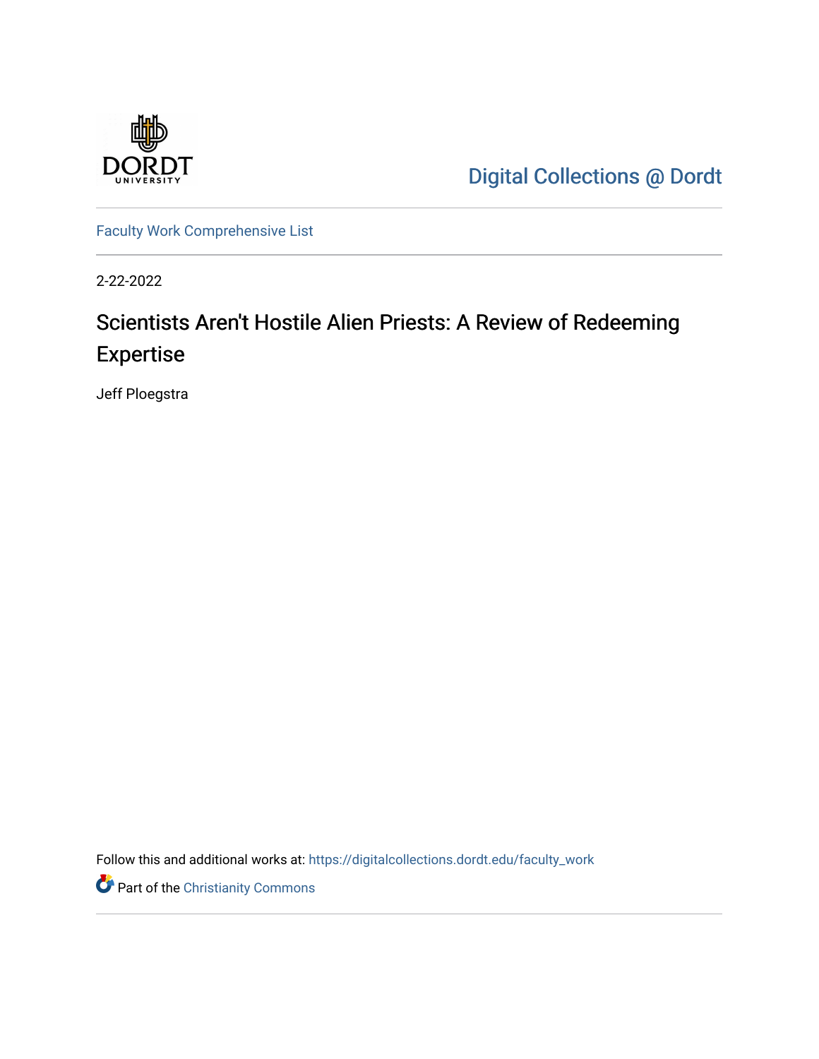Digital Collections @ Dordt

Faculty Work Comprehensive List

2-22-2022

# Scientists Aren't Hostile Alien Priests: A Review of Redeeming Expertise

Jeff Ploegstra

Follow this and additional works at: https://digitalcollections.dordt.edu/faculty_work

Part of the Christianity Commons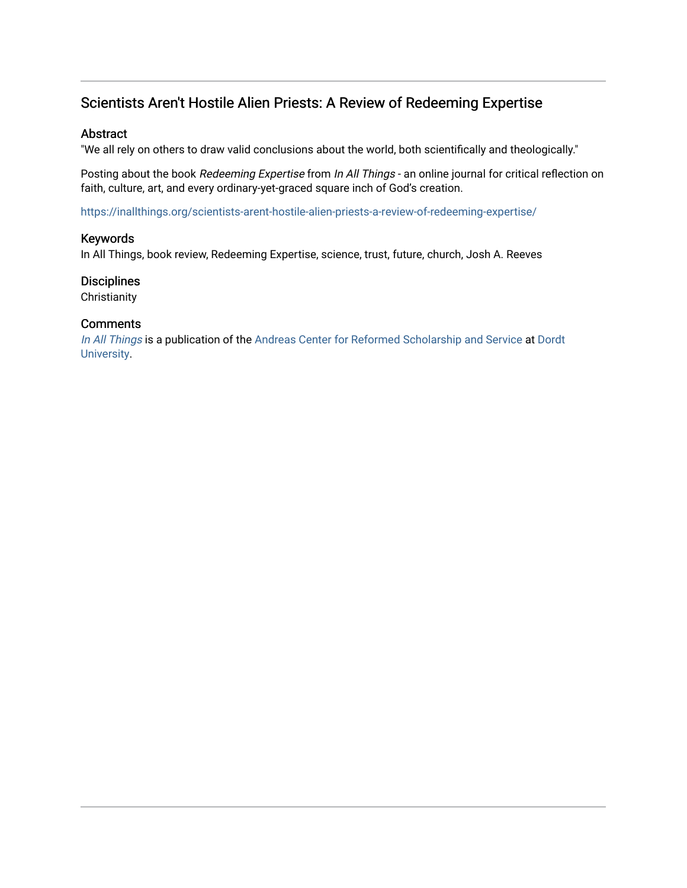# Scientists Aren't Hostile Alien Priests: A Review of Redeeming Expertise

## Abstract

"We all rely on others to draw valid conclusions about the world, both scientifically and theologically."

Posting about the book *Redeeming Expertise* from *In All Things* - an online journal for critical reflection on faith, culture, art, and every ordinary-yet-graced square inch of God's creation.

https://inallthings.org/scientists-arent-hostile-alien-priests-a-review-of-redeeming-expertise/

## Keywords

In All Things, book review, Redeeming Expertise, science, trust, future, church, Josh A. Reeves

## Disciplines

Christianity

## Comments

*In All Things* is a publication of the Andreas Center for Reformed Scholarship and Service at Dordt University.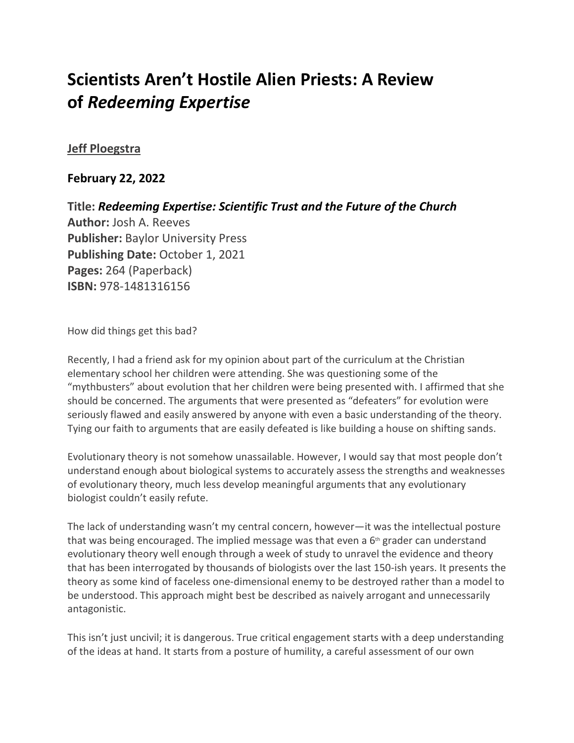# Scientists Aren't Hostile Alien Priests: A Review of *Redeeming Expertise*

**Jeff Ploegstra**

**February 22, 2022**

**Title:** ***Redeeming Expertise: Scientific Trust and the Future of the Church***
**Author:** Josh A. Reeves
**Publisher:** Baylor University Press
**Publishing Date:** October 1, 2021
**Pages:** 264 (Paperback)
**ISBN:** 978-1481316156

How did things get this bad?

Recently, I had a friend ask for my opinion about part of the curriculum at the Christian elementary school her children were attending. She was questioning some of the "mythbusters" about evolution that her children were being presented with. I affirmed that she should be concerned. The arguments that were presented as "defeaters" for evolution were seriously flawed and easily answered by anyone with even a basic understanding of the theory. Tying our faith to arguments that are easily defeated is like building a house on shifting sands.

Evolutionary theory is not somehow unassailable. However, I would say that most people don't understand enough about biological systems to accurately assess the strengths and weaknesses of evolutionary theory, much less develop meaningful arguments that any evolutionary biologist couldn't easily refute.

The lack of understanding wasn't my central concern, however—it was the intellectual posture that was being encouraged. The implied message was that even a 6th grader can understand evolutionary theory well enough through a week of study to unravel the evidence and theory that has been interrogated by thousands of biologists over the last 150-ish years. It presents the theory as some kind of faceless one-dimensional enemy to be destroyed rather than a model to be understood. This approach might best be described as naively arrogant and unnecessarily antagonistic.

This isn't just uncivil; it is dangerous. True critical engagement starts with a deep understanding of the ideas at hand. It starts from a posture of humility, a careful assessment of our own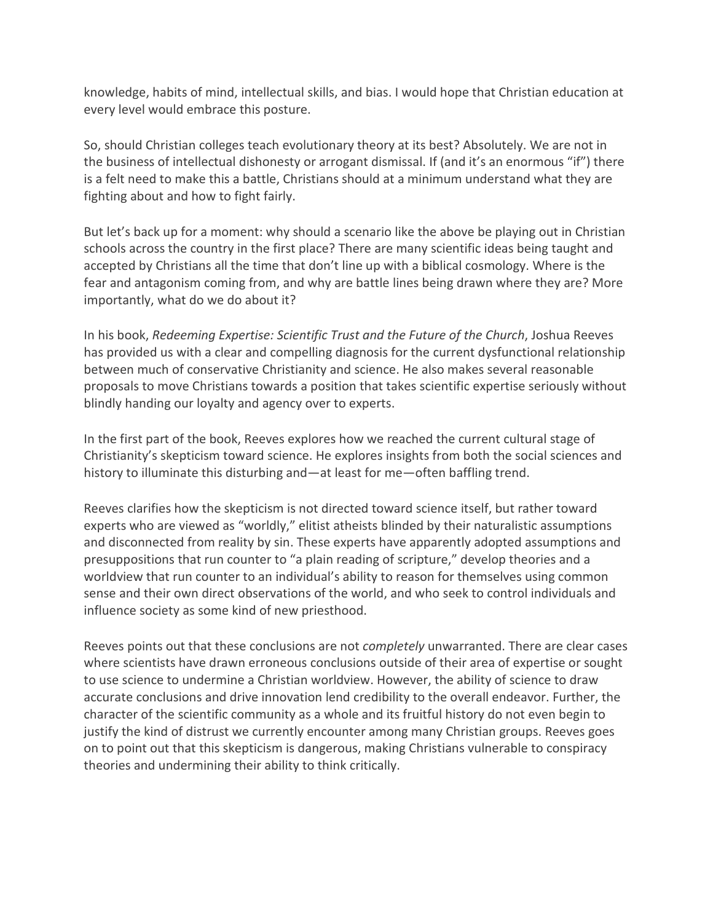knowledge, habits of mind, intellectual skills, and bias. I would hope that Christian education at every level would embrace this posture.

So, should Christian colleges teach evolutionary theory at its best? Absolutely. We are not in the business of intellectual dishonesty or arrogant dismissal. If (and it's an enormous "if") there is a felt need to make this a battle, Christians should at a minimum understand what they are fighting about and how to fight fairly.

But let's back up for a moment: why should a scenario like the above be playing out in Christian schools across the country in the first place? There are many scientific ideas being taught and accepted by Christians all the time that don't line up with a biblical cosmology. Where is the fear and antagonism coming from, and why are battle lines being drawn where they are? More importantly, what do we do about it?

In his book, *Redeeming Expertise: Scientific Trust and the Future of the Church*, Joshua Reeves has provided us with a clear and compelling diagnosis for the current dysfunctional relationship between much of conservative Christianity and science. He also makes several reasonable proposals to move Christians towards a position that takes scientific expertise seriously without blindly handing our loyalty and agency over to experts.

In the first part of the book, Reeves explores how we reached the current cultural stage of Christianity's skepticism toward science. He explores insights from both the social sciences and history to illuminate this disturbing and—at least for me—often baffling trend.

Reeves clarifies how the skepticism is not directed toward science itself, but rather toward experts who are viewed as "worldly," elitist atheists blinded by their naturalistic assumptions and disconnected from reality by sin. These experts have apparently adopted assumptions and presuppositions that run counter to "a plain reading of scripture," develop theories and a worldview that run counter to an individual's ability to reason for themselves using common sense and their own direct observations of the world, and who seek to control individuals and influence society as some kind of new priesthood.

Reeves points out that these conclusions are not *completely* unwarranted. There are clear cases where scientists have drawn erroneous conclusions outside of their area of expertise or sought to use science to undermine a Christian worldview. However, the ability of science to draw accurate conclusions and drive innovation lend credibility to the overall endeavor. Further, the character of the scientific community as a whole and its fruitful history do not even begin to justify the kind of distrust we currently encounter among many Christian groups. Reeves goes on to point out that this skepticism is dangerous, making Christians vulnerable to conspiracy theories and undermining their ability to think critically.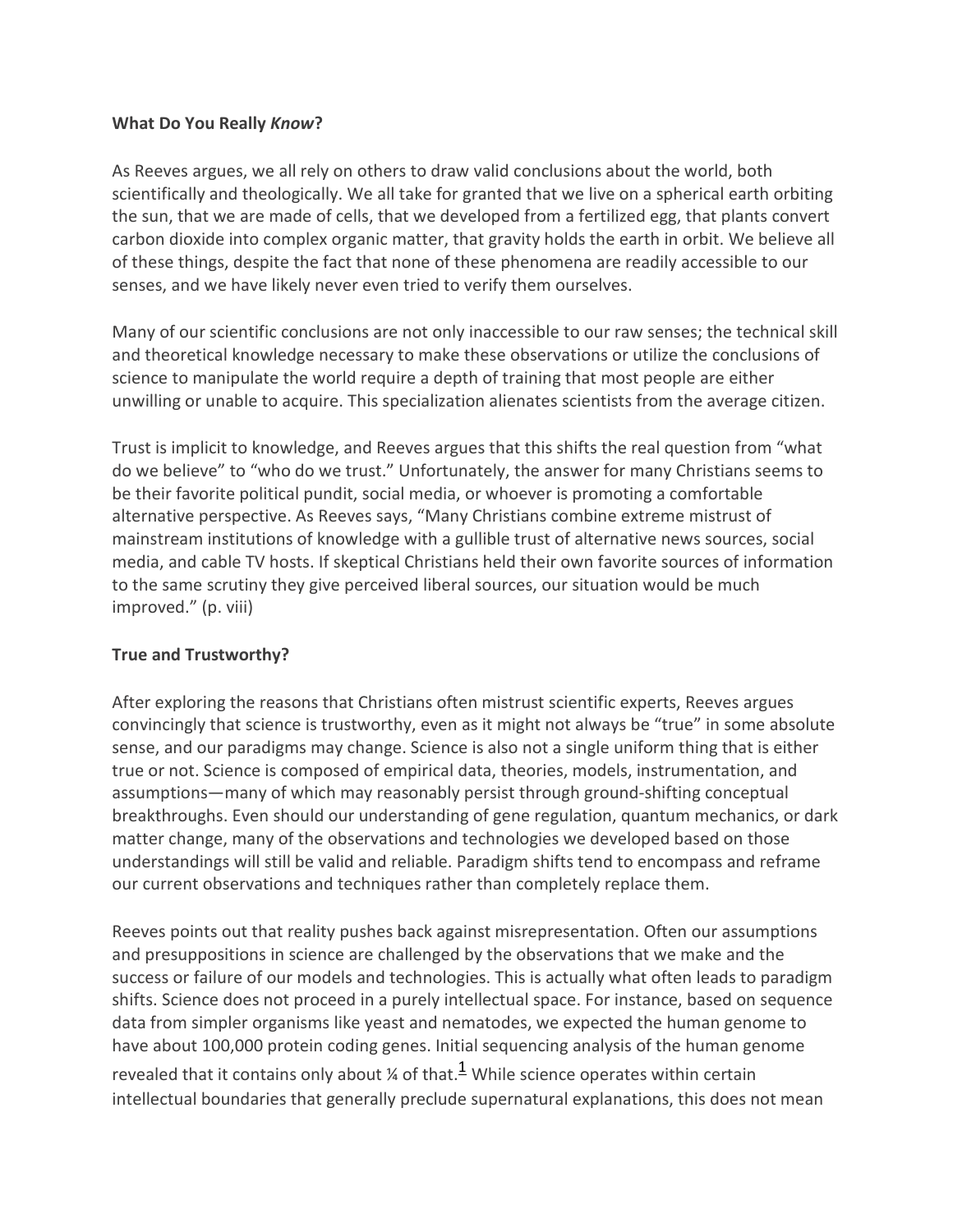**What Do You Really *Know*?**

As Reeves argues, we all rely on others to draw valid conclusions about the world, both scientifically and theologically. We all take for granted that we live on a spherical earth orbiting the sun, that we are made of cells, that we developed from a fertilized egg, that plants convert carbon dioxide into complex organic matter, that gravity holds the earth in orbit. We believe all of these things, despite the fact that none of these phenomena are readily accessible to our senses, and we have likely never even tried to verify them ourselves.

Many of our scientific conclusions are not only inaccessible to our raw senses; the technical skill and theoretical knowledge necessary to make these observations or utilize the conclusions of science to manipulate the world require a depth of training that most people are either unwilling or unable to acquire. This specialization alienates scientists from the average citizen.

Trust is implicit to knowledge, and Reeves argues that this shifts the real question from "what do we believe" to "who do we trust." Unfortunately, the answer for many Christians seems to be their favorite political pundit, social media, or whoever is promoting a comfortable alternative perspective. As Reeves says, "Many Christians combine extreme mistrust of mainstream institutions of knowledge with a gullible trust of alternative news sources, social media, and cable TV hosts. If skeptical Christians held their own favorite sources of information to the same scrutiny they give perceived liberal sources, our situation would be much improved." (p. viii)

**True and Trustworthy?**

After exploring the reasons that Christians often mistrust scientific experts, Reeves argues convincingly that science is trustworthy, even as it might not always be "true" in some absolute sense, and our paradigms may change. Science is also not a single uniform thing that is either true or not. Science is composed of empirical data, theories, models, instrumentation, and assumptions—many of which may reasonably persist through ground-shifting conceptual breakthroughs. Even should our understanding of gene regulation, quantum mechanics, or dark matter change, many of the observations and technologies we developed based on those understandings will still be valid and reliable. Paradigm shifts tend to encompass and reframe our current observations and techniques rather than completely replace them.

Reeves points out that reality pushes back against misrepresentation. Often our assumptions and presuppositions in science are challenged by the observations that we make and the success or failure of our models and technologies. This is actually what often leads to paradigm shifts. Science does not proceed in a purely intellectual space. For instance, based on sequence data from simpler organisms like yeast and nematodes, we expected the human genome to have about 100,000 protein coding genes. Initial sequencing analysis of the human genome revealed that it contains only about ¼ of that.[1] While science operates within certain intellectual boundaries that generally preclude supernatural explanations, this does not mean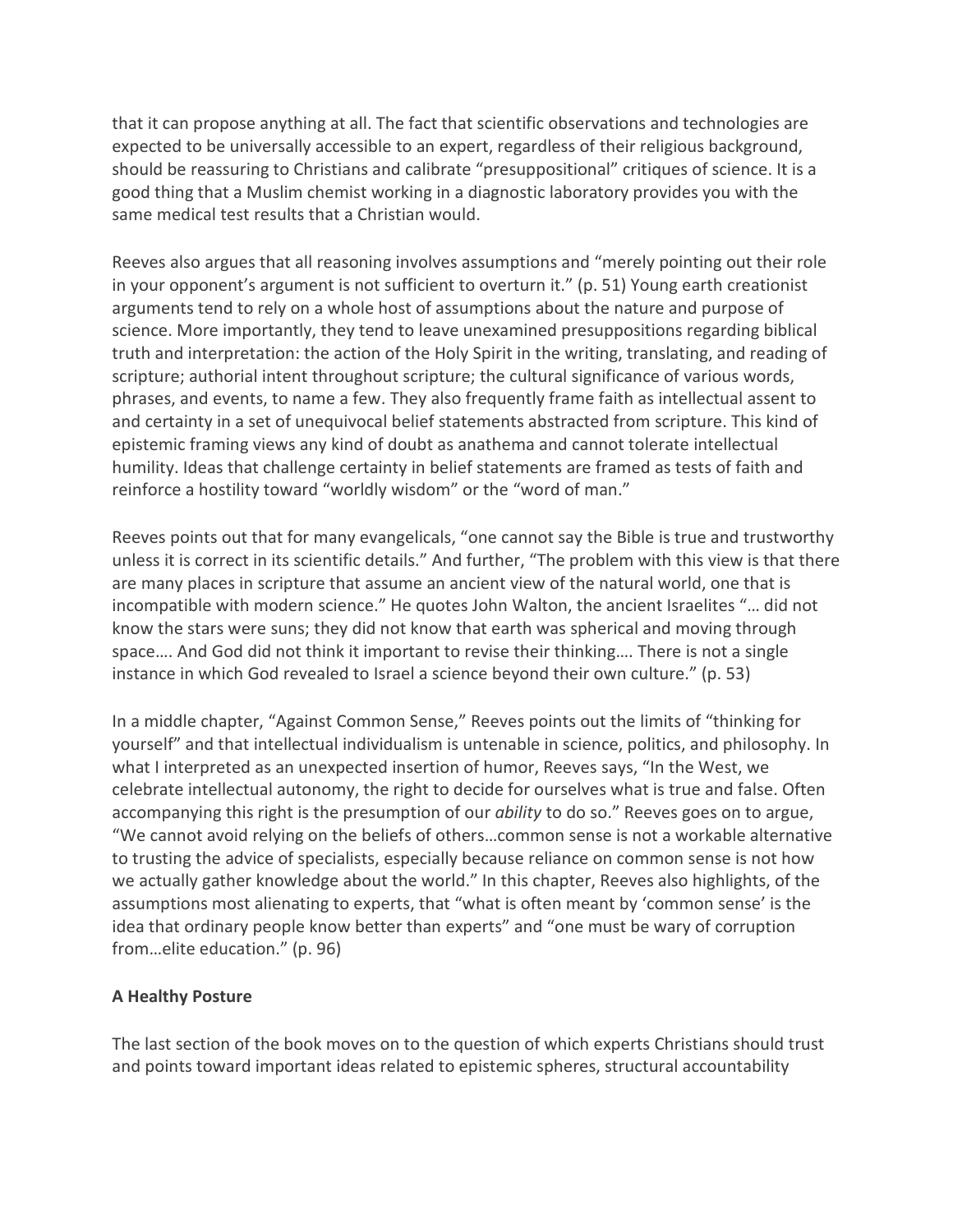that it can propose anything at all. The fact that scientific observations and technologies are expected to be universally accessible to an expert, regardless of their religious background, should be reassuring to Christians and calibrate "presuppositional" critiques of science. It is a good thing that a Muslim chemist working in a diagnostic laboratory provides you with the same medical test results that a Christian would.

Reeves also argues that all reasoning involves assumptions and "merely pointing out their role in your opponent's argument is not sufficient to overturn it." (p. 51) Young earth creationist arguments tend to rely on a whole host of assumptions about the nature and purpose of science. More importantly, they tend to leave unexamined presuppositions regarding biblical truth and interpretation: the action of the Holy Spirit in the writing, translating, and reading of scripture; authorial intent throughout scripture; the cultural significance of various words, phrases, and events, to name a few. They also frequently frame faith as intellectual assent to and certainty in a set of unequivocal belief statements abstracted from scripture. This kind of epistemic framing views any kind of doubt as anathema and cannot tolerate intellectual humility. Ideas that challenge certainty in belief statements are framed as tests of faith and reinforce a hostility toward "worldly wisdom" or the "word of man."

Reeves points out that for many evangelicals, "one cannot say the Bible is true and trustworthy unless it is correct in its scientific details." And further, "The problem with this view is that there are many places in scripture that assume an ancient view of the natural world, one that is incompatible with modern science." He quotes John Walton, the ancient Israelites "… did not know the stars were suns; they did not know that earth was spherical and moving through space…. And God did not think it important to revise their thinking…. There is not a single instance in which God revealed to Israel a science beyond their own culture." (p. 53)

In a middle chapter, "Against Common Sense," Reeves points out the limits of "thinking for yourself" and that intellectual individualism is untenable in science, politics, and philosophy. In what I interpreted as an unexpected insertion of humor, Reeves says, "In the West, we celebrate intellectual autonomy, the right to decide for ourselves what is true and false. Often accompanying this right is the presumption of our *ability* to do so." Reeves goes on to argue, "We cannot avoid relying on the beliefs of others…common sense is not a workable alternative to trusting the advice of specialists, especially because reliance on common sense is not how we actually gather knowledge about the world." In this chapter, Reeves also highlights, of the assumptions most alienating to experts, that "what is often meant by 'common sense' is the idea that ordinary people know better than experts" and "one must be wary of corruption from…elite education." (p. 96)

**A Healthy Posture**

The last section of the book moves on to the question of which experts Christians should trust and points toward important ideas related to epistemic spheres, structural accountability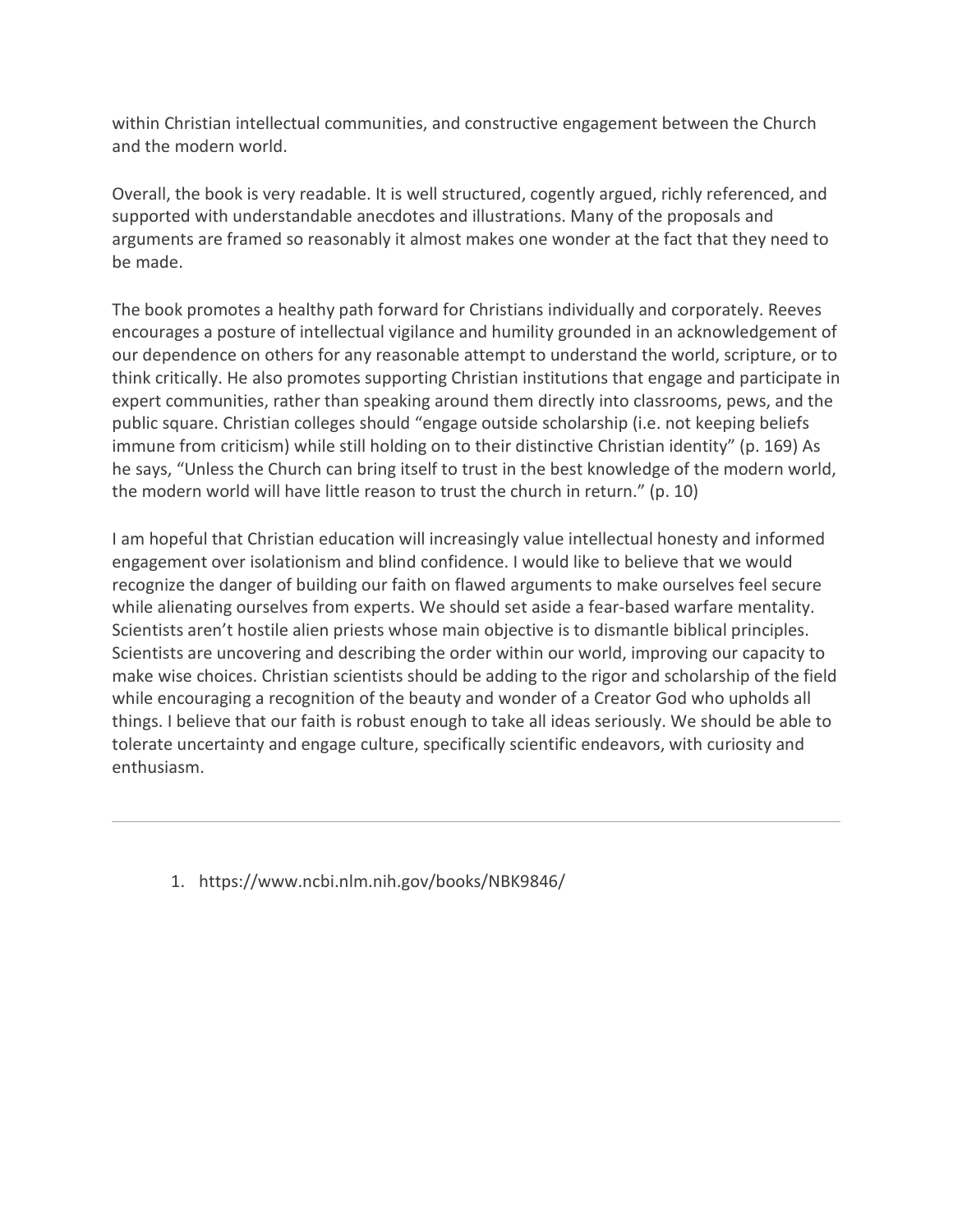within Christian intellectual communities, and constructive engagement between the Church and the modern world.

Overall, the book is very readable. It is well structured, cogently argued, richly referenced, and supported with understandable anecdotes and illustrations. Many of the proposals and arguments are framed so reasonably it almost makes one wonder at the fact that they need to be made.

The book promotes a healthy path forward for Christians individually and corporately. Reeves encourages a posture of intellectual vigilance and humility grounded in an acknowledgement of our dependence on others for any reasonable attempt to understand the world, scripture, or to think critically. He also promotes supporting Christian institutions that engage and participate in expert communities, rather than speaking around them directly into classrooms, pews, and the public square. Christian colleges should "engage outside scholarship (i.e. not keeping beliefs immune from criticism) while still holding on to their distinctive Christian identity" (p. 169) As he says, "Unless the Church can bring itself to trust in the best knowledge of the modern world, the modern world will have little reason to trust the church in return." (p. 10)

I am hopeful that Christian education will increasingly value intellectual honesty and informed engagement over isolationism and blind confidence. I would like to believe that we would recognize the danger of building our faith on flawed arguments to make ourselves feel secure while alienating ourselves from experts. We should set aside a fear-based warfare mentality. Scientists aren't hostile alien priests whose main objective is to dismantle biblical principles. Scientists are uncovering and describing the order within our world, improving our capacity to make wise choices. Christian scientists should be adding to the rigor and scholarship of the field while encouraging a recognition of the beauty and wonder of a Creator God who upholds all things. I believe that our faith is robust enough to take all ideas seriously. We should be able to tolerate uncertainty and engage culture, specifically scientific endeavors, with curiosity and enthusiasm.

---

1. https://www.ncbi.nlm.nih.gov/books/NBK9846/